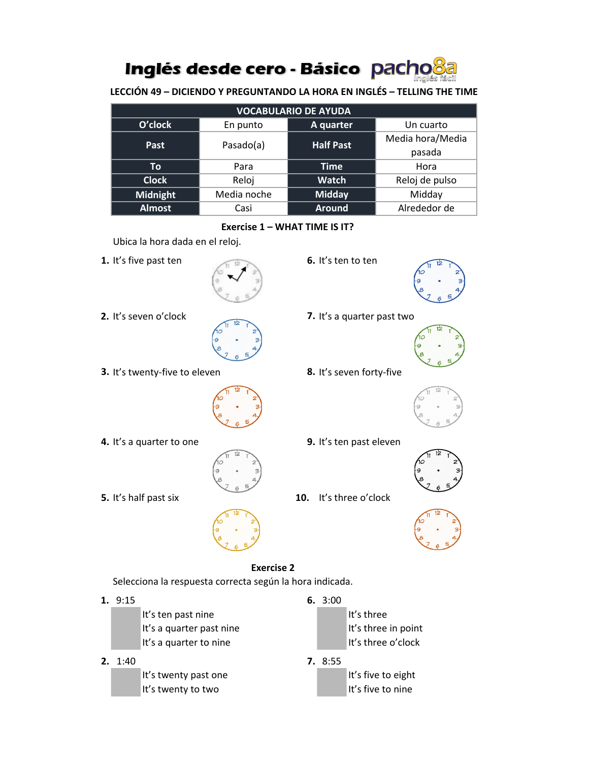# Inglés desde cero - Básico pacho8a

**LECCIÓN 49 – DICIENDO Y PREGUNTANDO LA HORA EN INGLÉS – TELLING THE TIME**

| VOCABULARIO DE AYUDA | | | |
|---|---|---|---|
| **O'clock** | En punto | **A quarter** | Un cuarto |
| **Past** | Pasado(a) | **Half Past** | Media hora/Media pasada |
| **To** | Para | **Time** | Hora |
| **Clock** | Reloj | **Watch** | Reloj de pulso |
| **Midnight** | Media noche | **Midday** | Midday |
| **Almost** | Casi | **Around** | Alrededor de |

**Exercise 1 – WHAT TIME IS IT?**

Ubica la hora dada en el reloj.

**1.** It's five past ten

**2.** It's seven o'clock

**3.** It's twenty-five to eleven

**4.** It's a quarter to one

**5.** It's half past six

**6.** It's ten to ten

**7.** It's a quarter past two

**8.** It's seven forty-five

**9.** It's ten past eleven

**10.** It's three o'clock

**Exercise 2**

Selecciona la respuesta correcta según la hora indicada.

**1.** 9:15
- It's ten past nine
- It's a quarter past nine
- It's a quarter to nine

**2.** 1:40
- It's twenty past one
- It's twenty to two

**6.** 3:00
- It's three
- It's three in point
- It's three o'clock

**7.** 8:55
- It's five to eight
- It's five to nine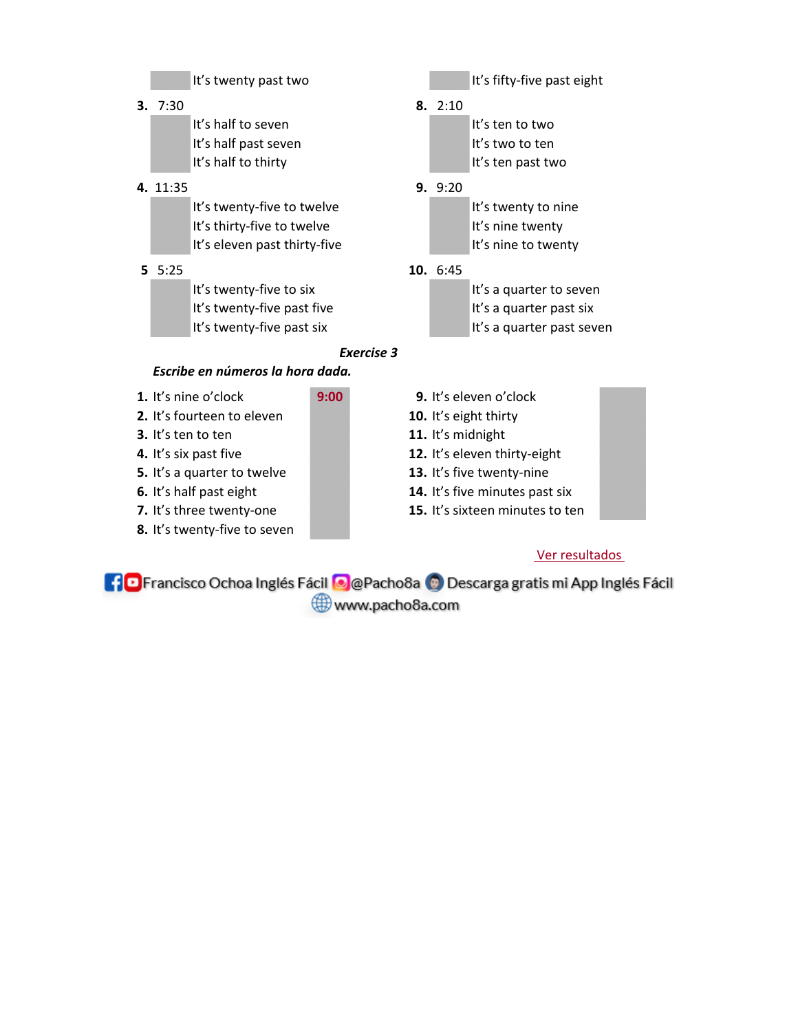It's twenty past two

It's fifty-five past eight

**3.** 7:30

- It's half to seven
- It's half past seven
- It's half to thirty

**4.** 11:35

- It's twenty-five to twelve
- It's thirty-five to twelve
- It's eleven past thirty-five

**5** 5:25

- It's twenty-five to six
- It's twenty-five past five
- It's twenty-five past six

**8.** 2:10

- It's ten to two
- It's two to ten
- It's ten past two

**9.** 9:20

- It's twenty to nine
- It's nine twenty
- It's nine to twenty

**10.** 6:45

- It's a quarter to seven
- It's a quarter past six
- It's a quarter past seven

***Exercise 3***

***Escribe en números la hora dada.***

**1.** It's nine o'clock **9:00**
**2.** It's fourteen to eleven
**3.** It's ten to ten
**4.** It's six past five
**5.** It's a quarter to twelve
**6.** It's half past eight
**7.** It's three twenty-one
**8.** It's twenty-five to seven
**9.** It's eleven o'clock
**10.** It's eight thirty
**11.** It's midnight
**12.** It's eleven thirty-eight
**13.** It's five twenty-nine
**14.** It's five minutes past six
**15.** It's sixteen minutes to ten

Ver resultados

Francisco Ochoa Inglés Fácil @Pacho8a Descarga gratis mi App Inglés Fácil
www.pacho8a.com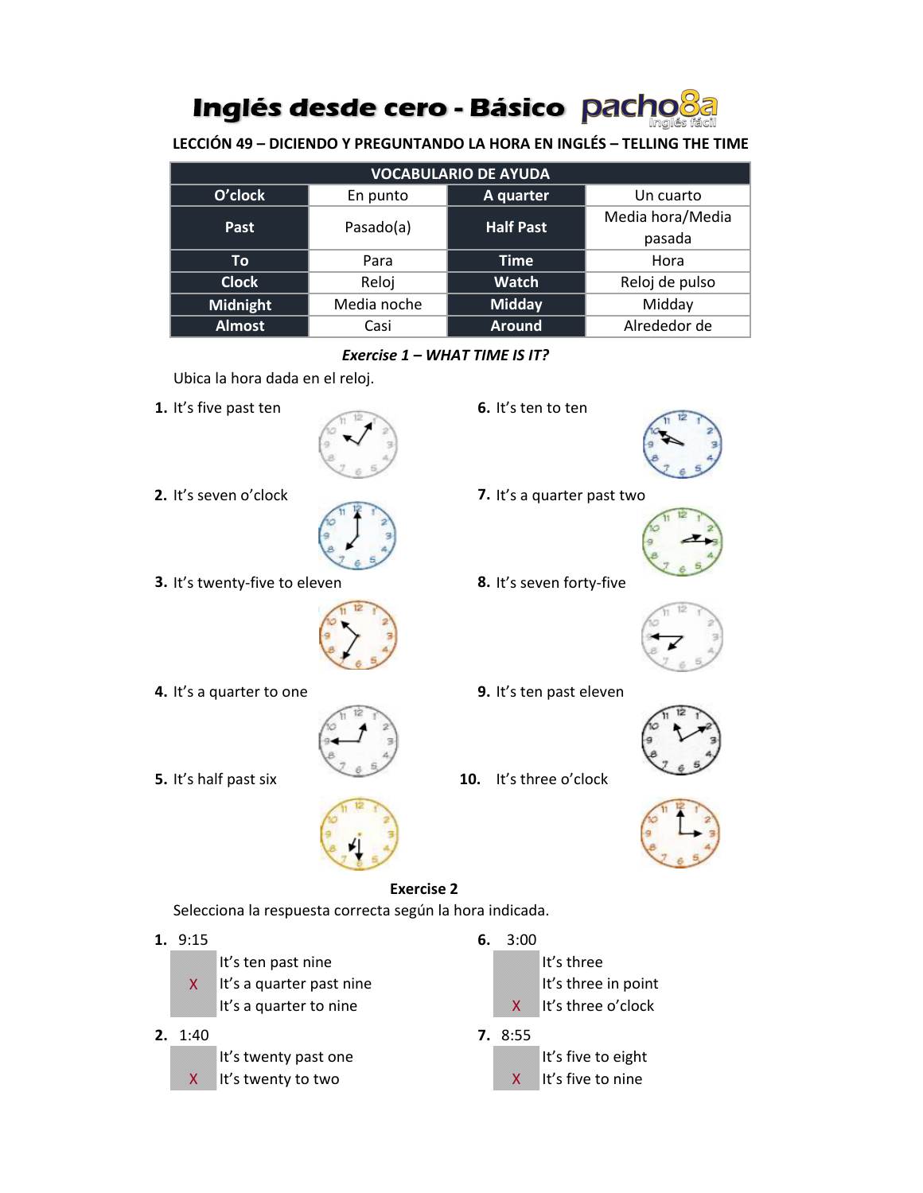# Inglés desde cero - Básico pacho8a

**LECCIÓN 49 – DICIENDO Y PREGUNTANDO LA HORA EN INGLÉS – TELLING THE TIME**

| VOCABULARIO DE AYUDA | | | |
|---|---|---|---|
| **O'clock** | En punto | **A quarter** | Un cuarto |
| **Past** | Pasado(a) | **Half Past** | Media hora/Media pasada |
| **To** | Para | **Time** | Hora |
| **Clock** | Reloj | **Watch** | Reloj de pulso |
| **Midnight** | Media noche | **Midday** | Midday |
| **Almost** | Casi | **Around** | Alrededor de |

***Exercise 1 – WHAT TIME IS IT?***

Ubica la hora dada en el reloj.

**1.** It's five past ten

**2.** It's seven o'clock

**3.** It's twenty-five to eleven

**4.** It's a quarter to one

**5.** It's half past six

**6.** It's ten to ten

**7.** It's a quarter past two

**8.** It's seven forty-five

**9.** It's ten past eleven

**10.** It's three o'clock

**Exercise 2**

Selecciona la respuesta correcta según la hora indicada.

**1.** 9:15

| | |
|---|---|
| | It's ten past nine |
| X | It's a quarter past nine |
| | It's a quarter to nine |

**2.** 1:40

| | |
|---|---|
| | It's twenty past one |
| X | It's twenty to two |

**6.** 3:00

| | |
|---|---|
| | It's three |
| | It's three in point |
| X | It's three o'clock |

**7.** 8:55

| | |
|---|---|
| | It's five to eight |
| X | It's five to nine |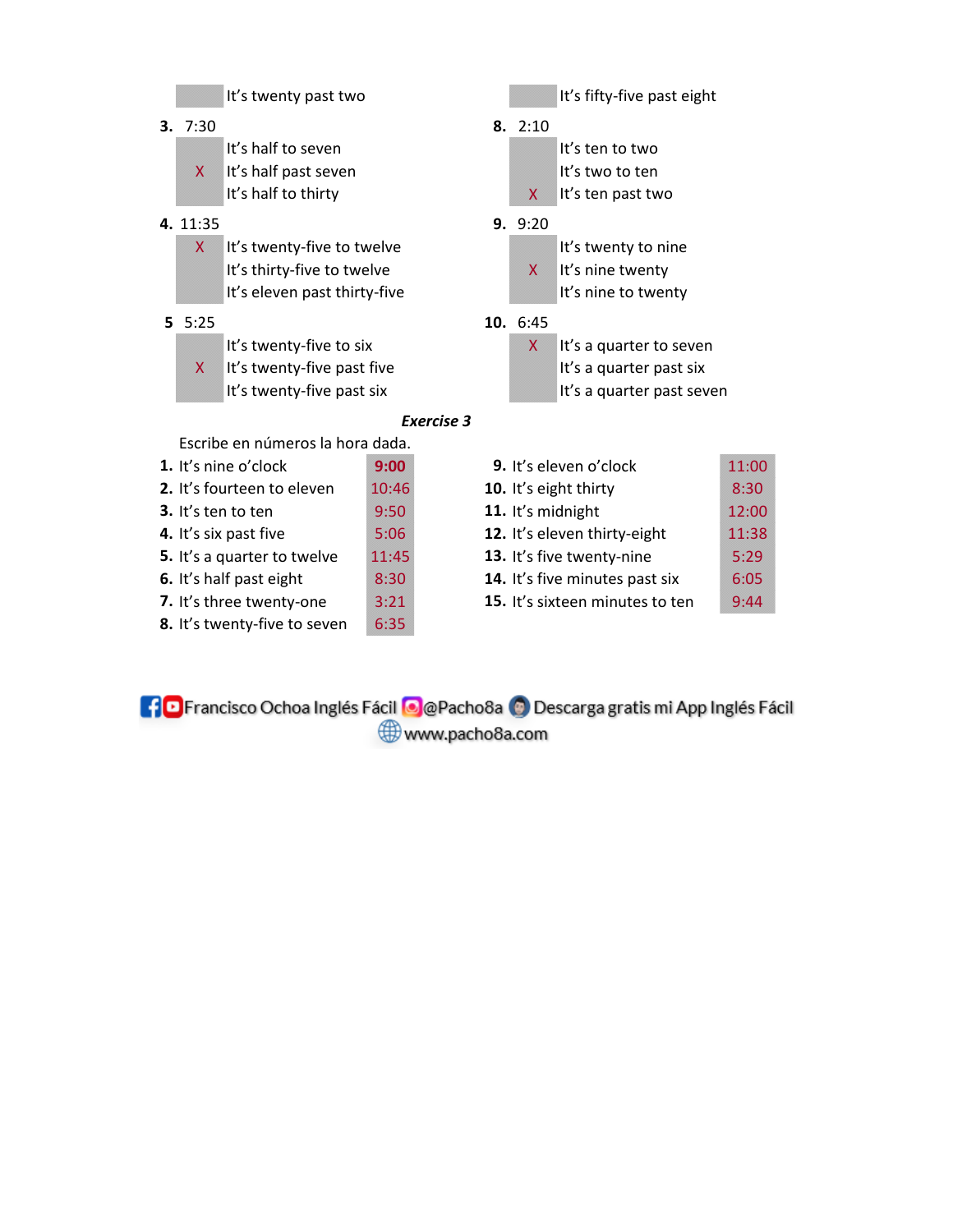- It's twenty past two

**3.** 7:30

- It's half to seven
- X It's half past seven
- It's half to thirty

**4.** 11:35

- X It's twenty-five to twelve
- It's thirty-five to twelve
- It's eleven past thirty-five

**5** 5:25

- It's twenty-five to six
- X It's twenty-five past five
- It's twenty-five past six

- It's fifty-five past eight

**8.** 2:10

- It's ten to two
- It's two to ten
- X It's ten past two

**9.** 9:20

- It's twenty to nine
- X It's nine twenty
- It's nine to twenty

**10.** 6:45

- X It's a quarter to seven
- It's a quarter past six
- It's a quarter past seven

### *Exercise 3*

Escribe en números la hora dada.

| | | |
|---|---|---|
| **1.** | It's nine o'clock | **9:00** |
| **2.** | It's fourteen to eleven | 10:46 |
| **3.** | It's ten to ten | 9:50 |
| **4.** | It's six past five | 5:06 |
| **5.** | It's a quarter to twelve | 11:45 |
| **6.** | It's half past eight | 8:30 |
| **7.** | It's three twenty-one | 3:21 |
| **8.** | It's twenty-five to seven | 6:35 |
| **9.** | It's eleven o'clock | 11:00 |
| **10.** | It's eight thirty | 8:30 |
| **11.** | It's midnight | 12:00 |
| **12.** | It's eleven thirty-eight | 11:38 |
| **13.** | It's five twenty-nine | 5:29 |
| **14.** | It's five minutes past six | 6:05 |
| **15.** | It's sixteen minutes to ten | 9:44 |

Francisco Ochoa Inglés Fácil @Pacho8a Descarga gratis mi App Inglés Fácil
www.pacho8a.com